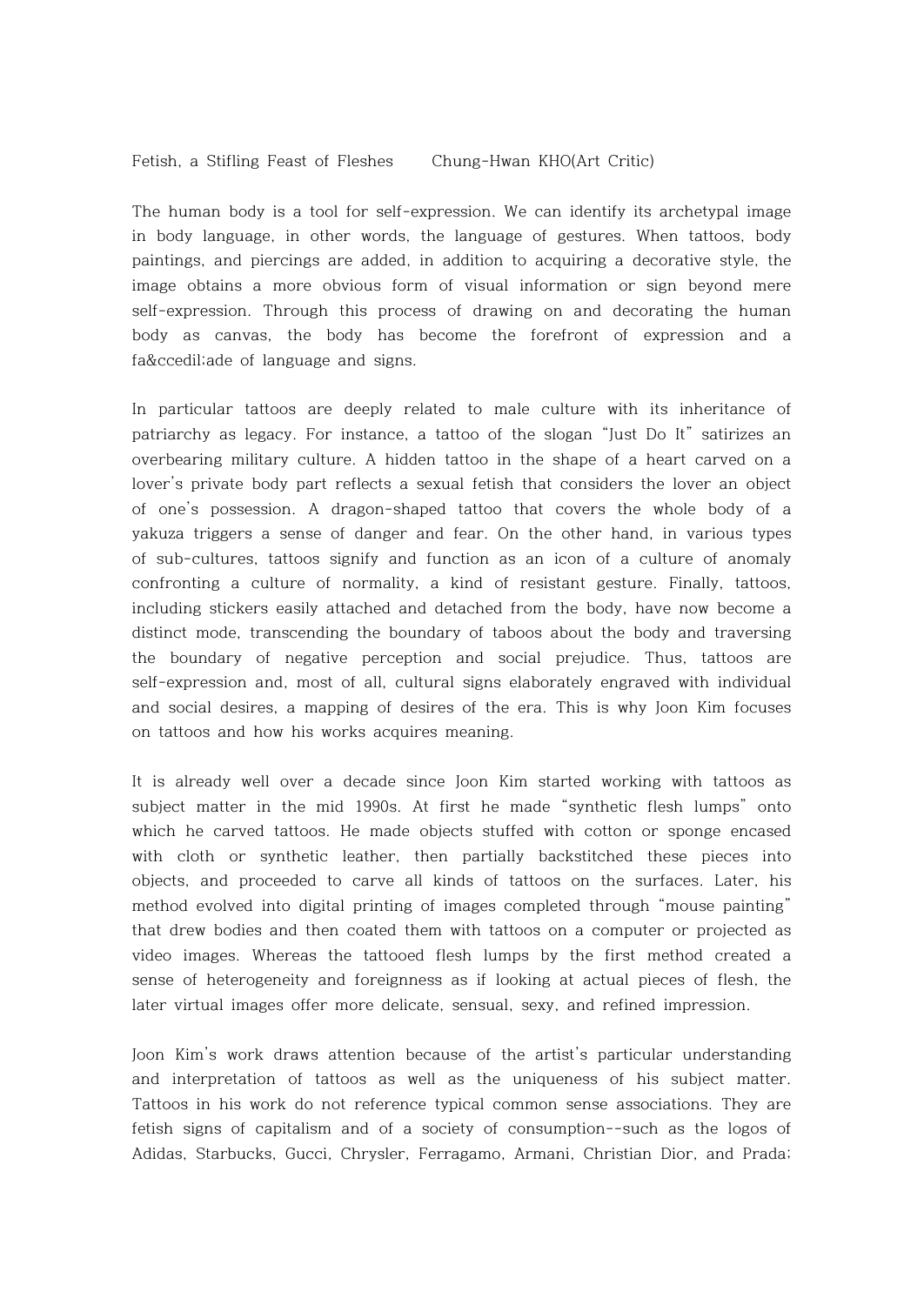Fetish, a Stifling Feast of Fleshes    Chung-Hwan KHO(Art Critic)

The human body is a tool for self-expression. We can identify its archetypal image in body language, in other words, the language of gestures. When tattoos, body paintings, and piercings are added, in addition to acquiring a decorative style, the image obtains a more obvious form of visual information or sign beyond mere self-expression. Through this process of drawing on and decorating the human body as canvas, the body has become the forefront of expression and a fa&ccedil;ade of language and signs.

In particular tattoos are deeply related to male culture with its inheritance of patriarchy as legacy. For instance, a tattoo of the slogan "Just Do It" satirizes an overbearing military culture. A hidden tattoo in the shape of a heart carved on a lover's private body part reflects a sexual fetish that considers the lover an object of one's possession. A dragon-shaped tattoo that covers the whole body of a yakuza triggers a sense of danger and fear. On the other hand, in various types of sub-cultures, tattoos signify and function as an icon of a culture of anomaly confronting a culture of normality, a kind of resistant gesture. Finally, tattoos, including stickers easily attached and detached from the body, have now become a distinct mode, transcending the boundary of taboos about the body and traversing the boundary of negative perception and social prejudice. Thus, tattoos are self-expression and, most of all, cultural signs elaborately engraved with individual and social desires, a mapping of desires of the era. This is why Joon Kim focuses on tattoos and how his works acquires meaning.

It is already well over a decade since Joon Kim started working with tattoos as subject matter in the mid 1990s. At first he made "synthetic flesh lumps" onto which he carved tattoos. He made objects stuffed with cotton or sponge encased with cloth or synthetic leather, then partially backstitched these pieces into objects, and proceeded to carve all kinds of tattoos on the surfaces. Later, his method evolved into digital printing of images completed through "mouse painting" that drew bodies and then coated them with tattoos on a computer or projected as video images. Whereas the tattooed flesh lumps by the first method created a sense of heterogeneity and foreignness as if looking at actual pieces of flesh, the later virtual images offer more delicate, sensual, sexy, and refined impression.

Joon Kim's work draws attention because of the artist's particular understanding and interpretation of tattoos as well as the uniqueness of his subject matter. Tattoos in his work do not reference typical common sense associations. They are fetish signs of capitalism and of a society of consumption--such as the logos of Adidas, Starbucks, Gucci, Chrysler, Ferragamo, Armani, Christian Dior, and Prada;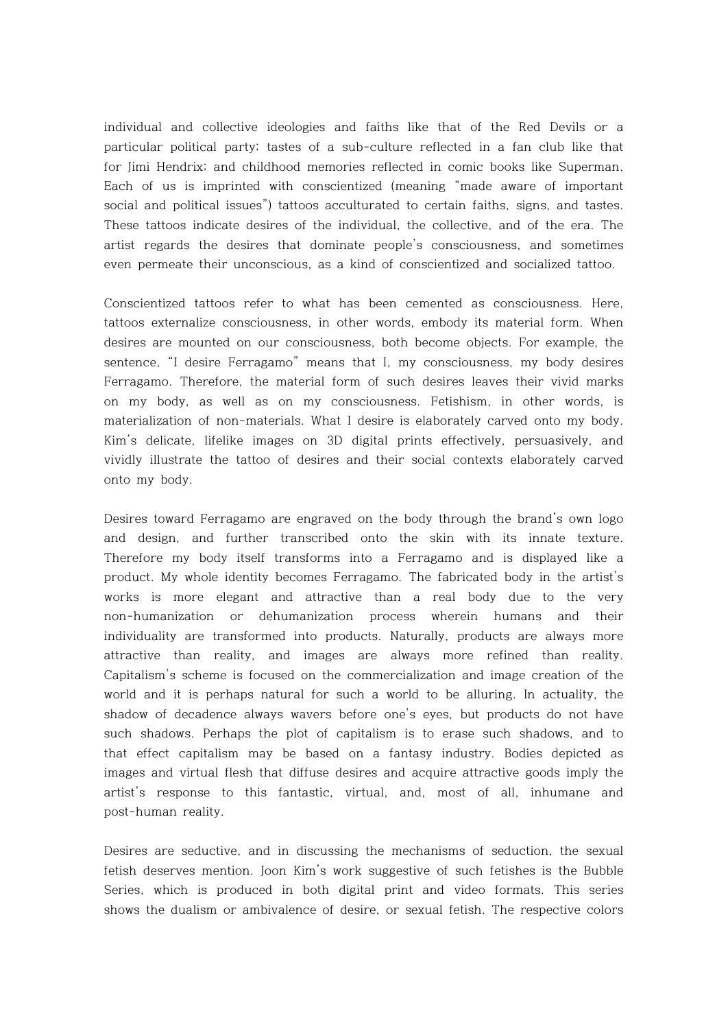individual and collective ideologies and faiths like that of the Red Devils or a particular political party; tastes of a sub-culture reflected in a fan club like that for Jimi Hendrix; and childhood memories reflected in comic books like Superman. Each of us is imprinted with conscientized (meaning "made aware of important social and political issues") tattoos acculturated to certain faiths, signs, and tastes. These tattoos indicate desires of the individual, the collective, and of the era. The artist regards the desires that dominate people's consciousness, and sometimes even permeate their unconscious, as a kind of conscientized and socialized tattoo.

Conscientized tattoos refer to what has been cemented as consciousness. Here, tattoos externalize consciousness, in other words, embody its material form. When desires are mounted on our consciousness, both become objects. For example, the sentence, "I desire Ferragamo" means that I, my consciousness, my body desires Ferragamo. Therefore, the material form of such desires leaves their vivid marks on my body, as well as on my consciousness. Fetishism, in other words, is materialization of non-materials. What I desire is elaborately carved onto my body. Kim's delicate, lifelike images on 3D digital prints effectively, persuasively, and vividly illustrate the tattoo of desires and their social contexts elaborately carved onto my body.

Desires toward Ferragamo are engraved on the body through the brand's own logo and design, and further transcribed onto the skin with its innate texture. Therefore my body itself transforms into a Ferragamo and is displayed like a product. My whole identity becomes Ferragamo. The fabricated body in the artist's works is more elegant and attractive than a real body due to the very non-humanization or dehumanization process wherein humans and their individuality are transformed into products. Naturally, products are always more attractive than reality, and images are always more refined than reality. Capitalism's scheme is focused on the commercialization and image creation of the world and it is perhaps natural for such a world to be alluring. In actuality, the shadow of decadence always wavers before one's eyes, but products do not have such shadows. Perhaps the plot of capitalism is to erase such shadows, and to that effect capitalism may be based on a fantasy industry. Bodies depicted as images and virtual flesh that diffuse desires and acquire attractive goods imply the artist's response to this fantastic, virtual, and, most of all, inhumane and post-human reality.

Desires are seductive, and in discussing the mechanisms of seduction, the sexual fetish deserves mention. Joon Kim's work suggestive of such fetishes is the Bubble Series, which is produced in both digital print and video formats. This series shows the dualism or ambivalence of desire, or sexual fetish. The respective colors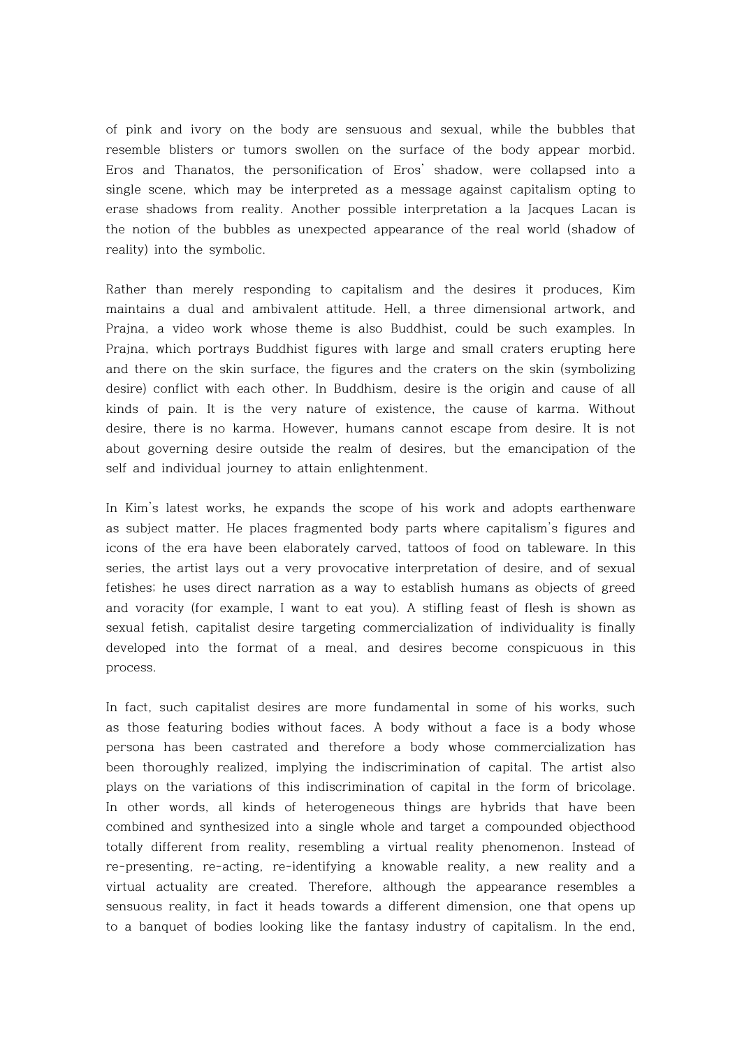of pink and ivory on the body are sensuous and sexual, while the bubbles that resemble blisters or tumors swollen on the surface of the body appear morbid. Eros and Thanatos, the personification of Eros' shadow, were collapsed into a single scene, which may be interpreted as a message against capitalism opting to erase shadows from reality. Another possible interpretation a la Jacques Lacan is the notion of the bubbles as unexpected appearance of the real world (shadow of reality) into the symbolic.

Rather than merely responding to capitalism and the desires it produces, Kim maintains a dual and ambivalent attitude. Hell, a three dimensional artwork, and Prajna, a video work whose theme is also Buddhist, could be such examples. In Prajna, which portrays Buddhist figures with large and small craters erupting here and there on the skin surface, the figures and the craters on the skin (symbolizing desire) conflict with each other. In Buddhism, desire is the origin and cause of all kinds of pain. It is the very nature of existence, the cause of karma. Without desire, there is no karma. However, humans cannot escape from desire. It is not about governing desire outside the realm of desires, but the emancipation of the self and individual journey to attain enlightenment.

In Kim's latest works, he expands the scope of his work and adopts earthenware as subject matter. He places fragmented body parts where capitalism's figures and icons of the era have been elaborately carved, tattoos of food on tableware. In this series, the artist lays out a very provocative interpretation of desire, and of sexual fetishes; he uses direct narration as a way to establish humans as objects of greed and voracity (for example, I want to eat you). A stifling feast of flesh is shown as sexual fetish, capitalist desire targeting commercialization of individuality is finally developed into the format of a meal, and desires become conspicuous in this process.

In fact, such capitalist desires are more fundamental in some of his works, such as those featuring bodies without faces. A body without a face is a body whose persona has been castrated and therefore a body whose commercialization has been thoroughly realized, implying the indiscrimination of capital. The artist also plays on the variations of this indiscrimination of capital in the form of bricolage. In other words, all kinds of heterogeneous things are hybrids that have been combined and synthesized into a single whole and target a compounded objecthood totally different from reality, resembling a virtual reality phenomenon. Instead of re-presenting, re-acting, re-identifying a knowable reality, a new reality and a virtual actuality are created. Therefore, although the appearance resembles a sensuous reality, in fact it heads towards a different dimension, one that opens up to a banquet of bodies looking like the fantasy industry of capitalism. In the end,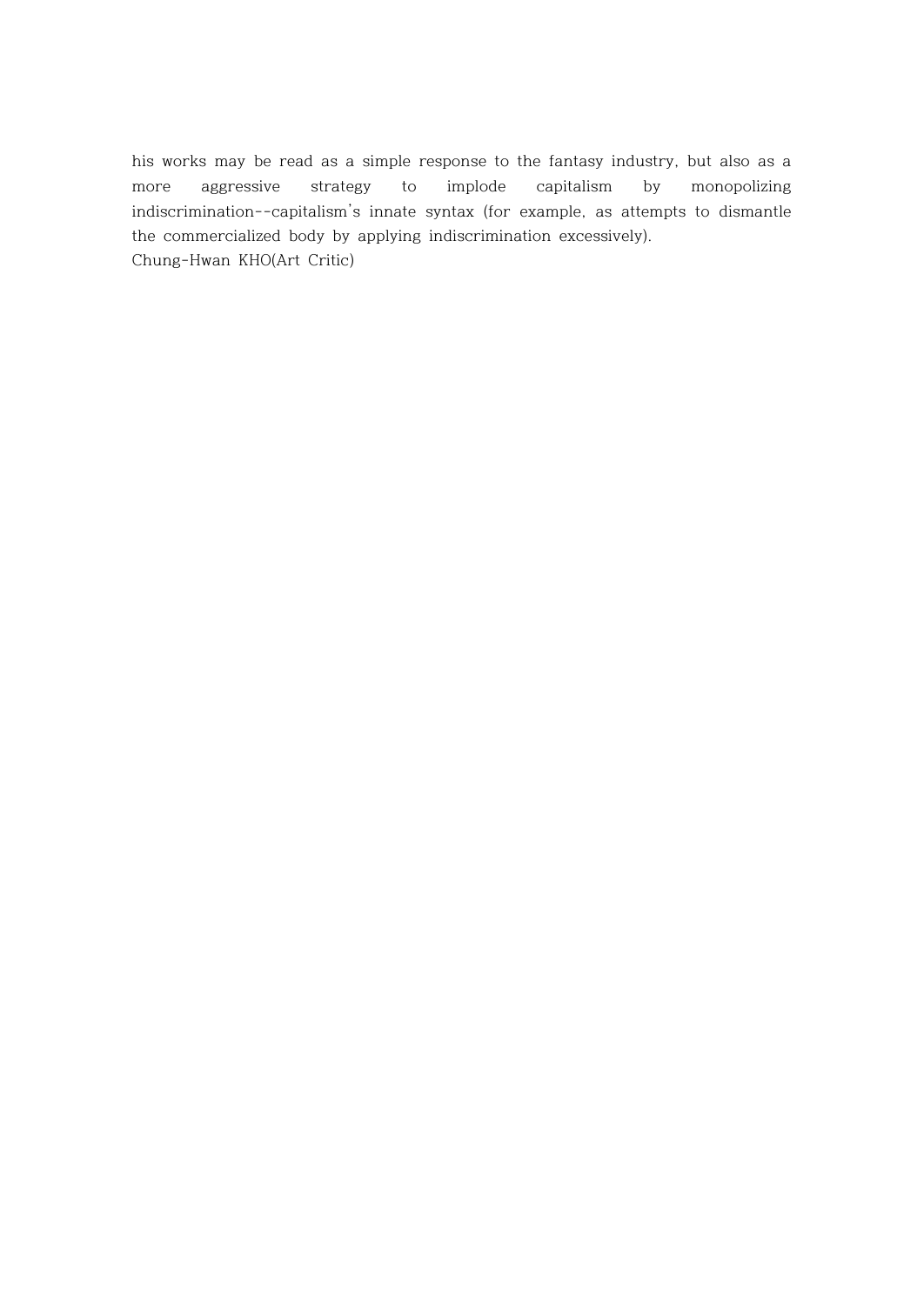his works may be read as a simple response to the fantasy industry, but also as a more aggressive strategy to implode capitalism by monopolizing indiscrimination--capitalism's innate syntax (for example, as attempts to dismantle the commercialized body by applying indiscrimination excessively).

Chung-Hwan KHO(Art Critic)